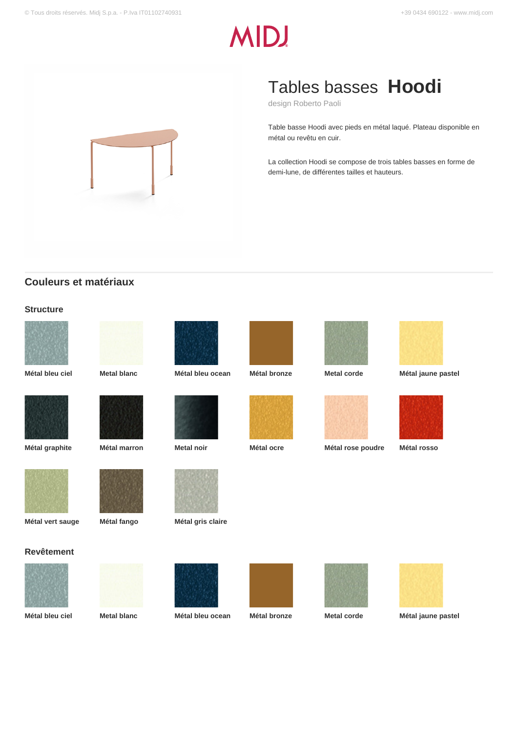# Tables basses **Hoodi**

design Roberto Paoli

Table basse Hoodi avec pieds en métal laqué. Plateau disponible en métal ou revêtu en cuir.

La collection Hoodi se compose de trois tables basses en forme de demi-lune, de différentes tailles et hauteurs.

## Couleurs et matériaux

### Structure

- Métal bleu ciel
- Metal blanc
- Métal bleu ocean
- Métal bronze
- Metal corde
- Métal jaune pastel
- Métal graphite
- Métal marron
- Metal noir
- Métal ocre
- Métal rose poudre
- Métal rosso
- Métal vert sauge
- Métal fango
- Métal gris claire

### Revêtement

- Métal bleu ciel
- Metal blanc
- Métal bleu ocean
- Métal bronze
- Metal corde
- Métal jaune pastel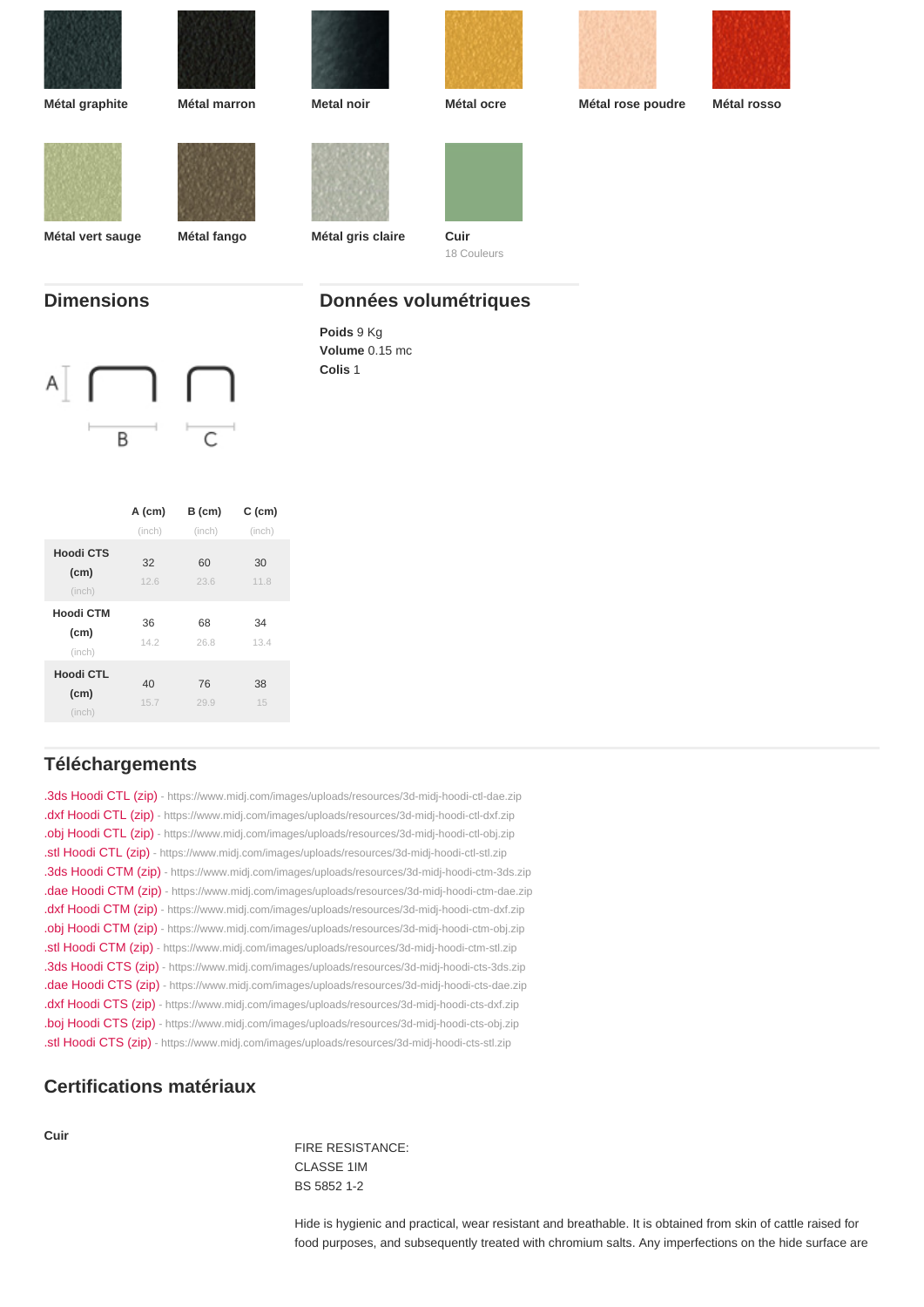Métal graphite

Métal marron

Metal noir

Métal ocre

Métal rose poudre

Métal rosso

Métal vert sauge

Métal fango

Métal gris claire

Cuir
18 Couleurs

## Dimensions

A B C

|  | A (cm) (inch) | B (cm) (inch) | C (cm) (inch) |
|---|---|---|---|
| Hoodi CTS (cm) (inch) | 32 12.6 | 60 23.6 | 30 11.8 |
| Hoodi CTM (cm) (inch) | 36 14.2 | 68 26.8 | 34 13.4 |
| Hoodi CTL (cm) (inch) | 40 15.7 | 76 29.9 | 38 15 |

## Données volumétriques

**Poids** 9 Kg
**Volume** 0.15 mc
**Colis** 1

## Téléchargements

.3ds Hoodi CTL (zip) - https://www.midj.com/images/uploads/resources/3d-midj-hoodi-ctl-dae.zip
.dxf Hoodi CTL (zip) - https://www.midj.com/images/uploads/resources/3d-midj-hoodi-ctl-dxf.zip
.obj Hoodi CTL (zip) - https://www.midj.com/images/uploads/resources/3d-midj-hoodi-ctl-obj.zip
.stl Hoodi CTL (zip) - https://www.midj.com/images/uploads/resources/3d-midj-hoodi-ctl-stl.zip
.3ds Hoodi CTM (zip) - https://www.midj.com/images/uploads/resources/3d-midj-hoodi-ctm-3ds.zip
.dae Hoodi CTM (zip) - https://www.midj.com/images/uploads/resources/3d-midj-hoodi-ctm-dae.zip
.dxf Hoodi CTM (zip) - https://www.midj.com/images/uploads/resources/3d-midj-hoodi-ctm-dxf.zip
.obj Hoodi CTM (zip) - https://www.midj.com/images/uploads/resources/3d-midj-hoodi-ctm-obj.zip
.stl Hoodi CTM (zip) - https://www.midj.com/images/uploads/resources/3d-midj-hoodi-ctm-stl.zip
.3ds Hoodi CTS (zip) - https://www.midj.com/images/uploads/resources/3d-midj-hoodi-cts-3ds.zip
.dae Hoodi CTS (zip) - https://www.midj.com/images/uploads/resources/3d-midj-hoodi-cts-dae.zip
.dxf Hoodi CTS (zip) - https://www.midj.com/images/uploads/resources/3d-midj-hoodi-cts-dxf.zip
.boj Hoodi CTS (zip) - https://www.midj.com/images/uploads/resources/3d-midj-hoodi-cts-obj.zip
.stl Hoodi CTS (zip) - https://www.midj.com/images/uploads/resources/3d-midj-hoodi-cts-stl.zip

## Certifications matériaux

**Cuir**

FIRE RESISTANCE:
CLASSE 1IM
BS 5852 1-2

Hide is hygienic and practical, wear resistant and breathable. It is obtained from skin of cattle raised for food purposes, and subsequently treated with chromium salts. Any imperfections on the hide surface are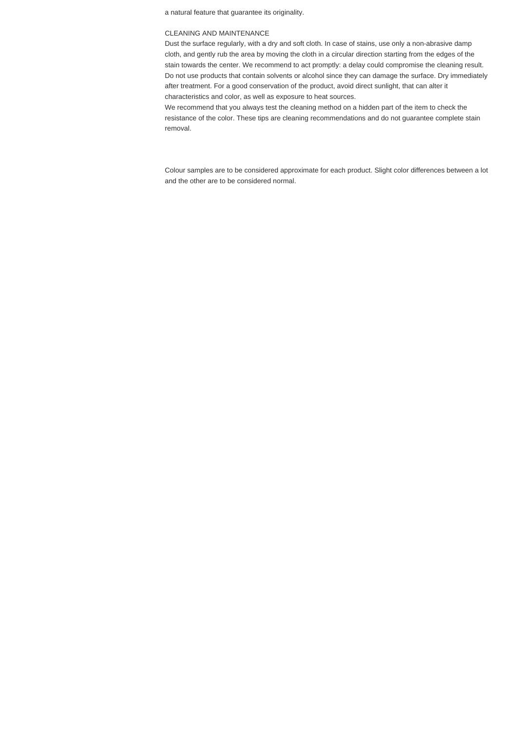a natural feature that guarantee its originality.

CLEANING AND MAINTENANCE

Dust the surface regularly, with a dry and soft cloth. In case of stains, use only a non-abrasive damp cloth, and gently rub the area by moving the cloth in a circular direction starting from the edges of the stain towards the center. We recommend to act promptly: a delay could compromise the cleaning result. Do not use products that contain solvents or alcohol since they can damage the surface. Dry immediately after treatment. For a good conservation of the product, avoid direct sunlight, that can alter it characteristics and color, as well as exposure to heat sources.

We recommend that you always test the cleaning method on a hidden part of the item to check the resistance of the color. These tips are cleaning recommendations and do not guarantee complete stain removal.

Colour samples are to be considered approximate for each product. Slight color differences between a lot and the other are to be considered normal.